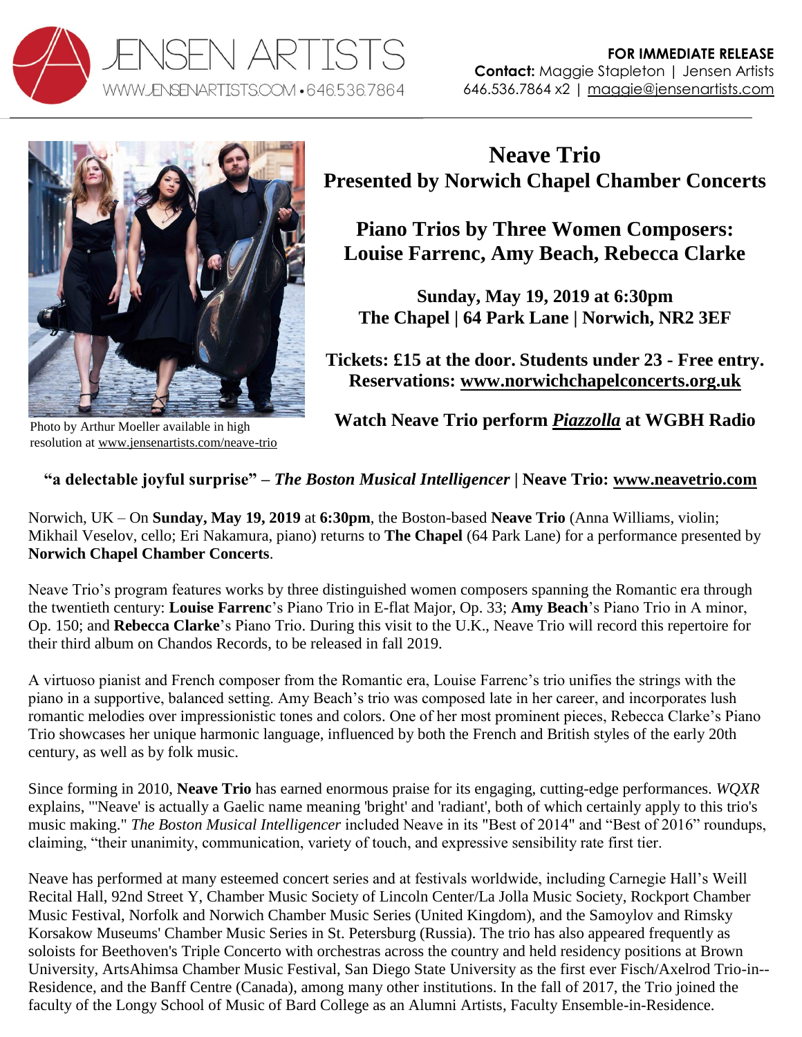JENSEN ARTISTS
WWW.JENSENARTISTS.COM • 646.536.7864

**FOR IMMEDIATE RELEASE**
**Contact:** Maggie Stapleton | Jensen Artists
646.536.7864 x2 | maggie@jensenartists.com

Photo by Arthur Moeller available in high resolution at www.jensenartists.com/neave-trio

# Neave Trio
## Presented by Norwich Chapel Chamber Concerts

## Piano Trios by Three Women Composers: Louise Farrenc, Amy Beach, Rebecca Clarke

**Sunday, May 19, 2019 at 6:30pm**
**The Chapel | 64 Park Lane | Norwich, NR2 3EF**

**Tickets: £15 at the door. Students under 23 - Free entry.**
**Reservations: www.norwichchapelconcerts.org.uk**

**Watch Neave Trio perform *Piazzolla* at WGBH Radio**

**"a delectable joyful surprise" – *The Boston Musical Intelligencer* | Neave Trio: www.neavetrio.com**

Norwich, UK – On **Sunday, May 19, 2019** at **6:30pm**, the Boston-based **Neave Trio** (Anna Williams, violin; Mikhail Veselov, cello; Eri Nakamura, piano) returns to **The Chapel** (64 Park Lane) for a performance presented by **Norwich Chapel Chamber Concerts**.

Neave Trio's program features works by three distinguished women composers spanning the Romantic era through the twentieth century: **Louise Farrenc**'s Piano Trio in E-flat Major, Op. 33; **Amy Beach**'s Piano Trio in A minor, Op. 150; and **Rebecca Clarke**'s Piano Trio. During this visit to the U.K., Neave Trio will record this repertoire for their third album on Chandos Records, to be released in fall 2019.

A virtuoso pianist and French composer from the Romantic era, Louise Farrenc's trio unifies the strings with the piano in a supportive, balanced setting. Amy Beach's trio was composed late in her career, and incorporates lush romantic melodies over impressionistic tones and colors. One of her most prominent pieces, Rebecca Clarke's Piano Trio showcases her unique harmonic language, influenced by both the French and British styles of the early 20th century, as well as by folk music.

Since forming in 2010, **Neave Trio** has earned enormous praise for its engaging, cutting-edge performances. *WQXR* explains, "'Neave' is actually a Gaelic name meaning 'bright' and 'radiant', both of which certainly apply to this trio's music making." *The Boston Musical Intelligencer* included Neave in its "Best of 2014" and "Best of 2016" roundups, claiming, "their unanimity, communication, variety of touch, and expressive sensibility rate first tier.

Neave has performed at many esteemed concert series and at festivals worldwide, including Carnegie Hall's Weill Recital Hall, 92nd Street Y, Chamber Music Society of Lincoln Center/La Jolla Music Society, Rockport Chamber Music Festival, Norfolk and Norwich Chamber Music Series (United Kingdom), and the Samoylov and Rimsky Korsakow Museums' Chamber Music Series in St. Petersburg (Russia). The trio has also appeared frequently as soloists for Beethoven's Triple Concerto with orchestras across the country and held residency positions at Brown University, ArtsAhimsa Chamber Music Festival, San Diego State University as the first ever Fisch/Axelrod Trio-in--Residence, and the Banff Centre (Canada), among many other institutions. In the fall of 2017, the Trio joined the faculty of the Longy School of Music of Bard College as an Alumni Artists, Faculty Ensemble-in-Residence.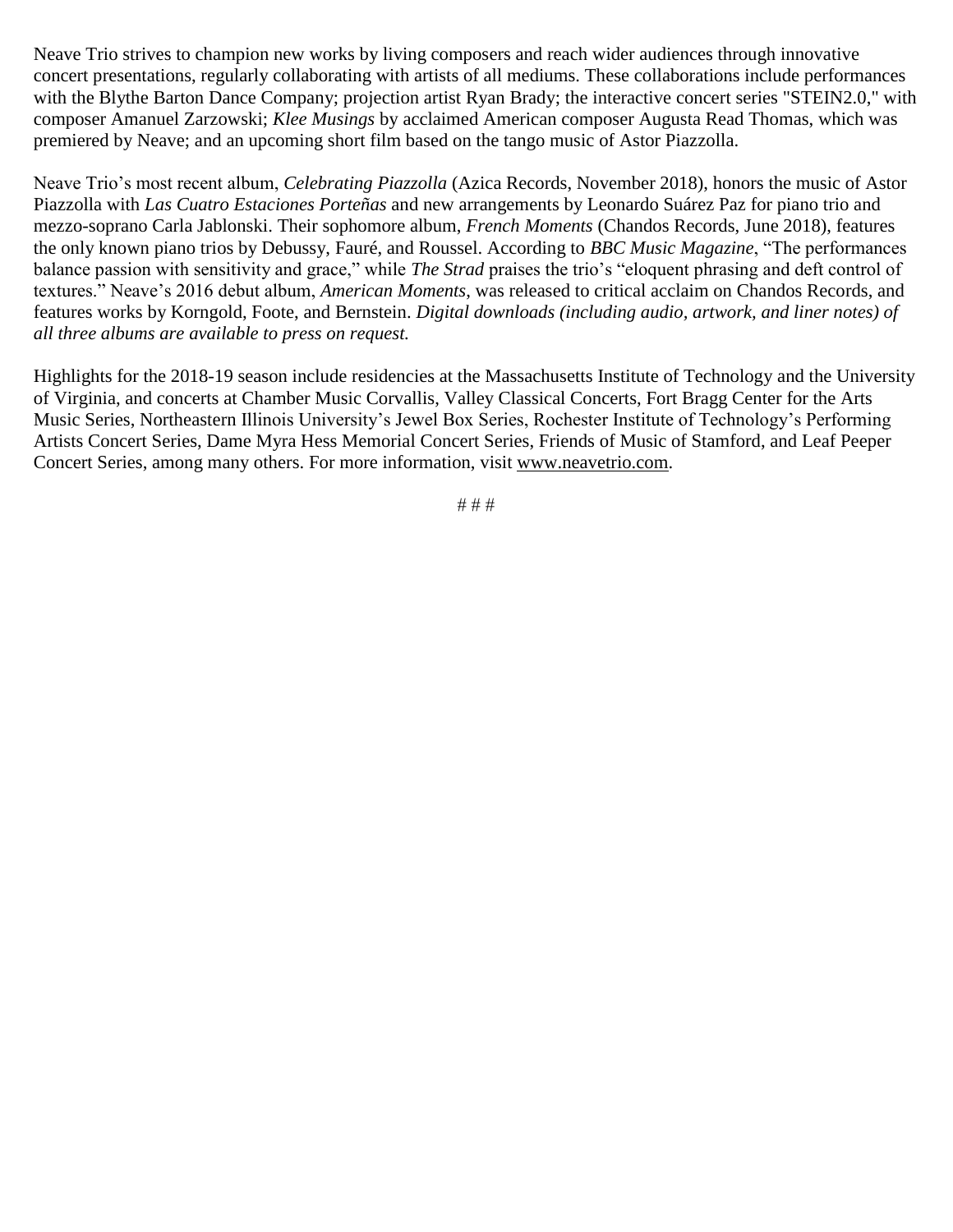Neave Trio strives to champion new works by living composers and reach wider audiences through innovative concert presentations, regularly collaborating with artists of all mediums. These collaborations include performances with the Blythe Barton Dance Company; projection artist Ryan Brady; the interactive concert series "STEIN2.0," with composer Amanuel Zarzowski; *Klee Musings* by acclaimed American composer Augusta Read Thomas, which was premiered by Neave; and an upcoming short film based on the tango music of Astor Piazzolla.

Neave Trio's most recent album, *Celebrating Piazzolla* (Azica Records, November 2018), honors the music of Astor Piazzolla with *Las Cuatro Estaciones Porteñas* and new arrangements by Leonardo Suárez Paz for piano trio and mezzo-soprano Carla Jablonski. Their sophomore album, *French Moments* (Chandos Records, June 2018), features the only known piano trios by Debussy, Fauré, and Roussel. According to *BBC Music Magazine*, "The performances balance passion with sensitivity and grace," while *The Strad* praises the trio's "eloquent phrasing and deft control of textures." Neave's 2016 debut album, *American Moments*, was released to critical acclaim on Chandos Records, and features works by Korngold, Foote, and Bernstein. *Digital downloads (including audio, artwork, and liner notes) of all three albums are available to press on request.*

Highlights for the 2018-19 season include residencies at the Massachusetts Institute of Technology and the University of Virginia, and concerts at Chamber Music Corvallis, Valley Classical Concerts, Fort Bragg Center for the Arts Music Series, Northeastern Illinois University's Jewel Box Series, Rochester Institute of Technology's Performing Artists Concert Series, Dame Myra Hess Memorial Concert Series, Friends of Music of Stamford, and Leaf Peeper Concert Series, among many others. For more information, visit www.neavetrio.com.

# # #